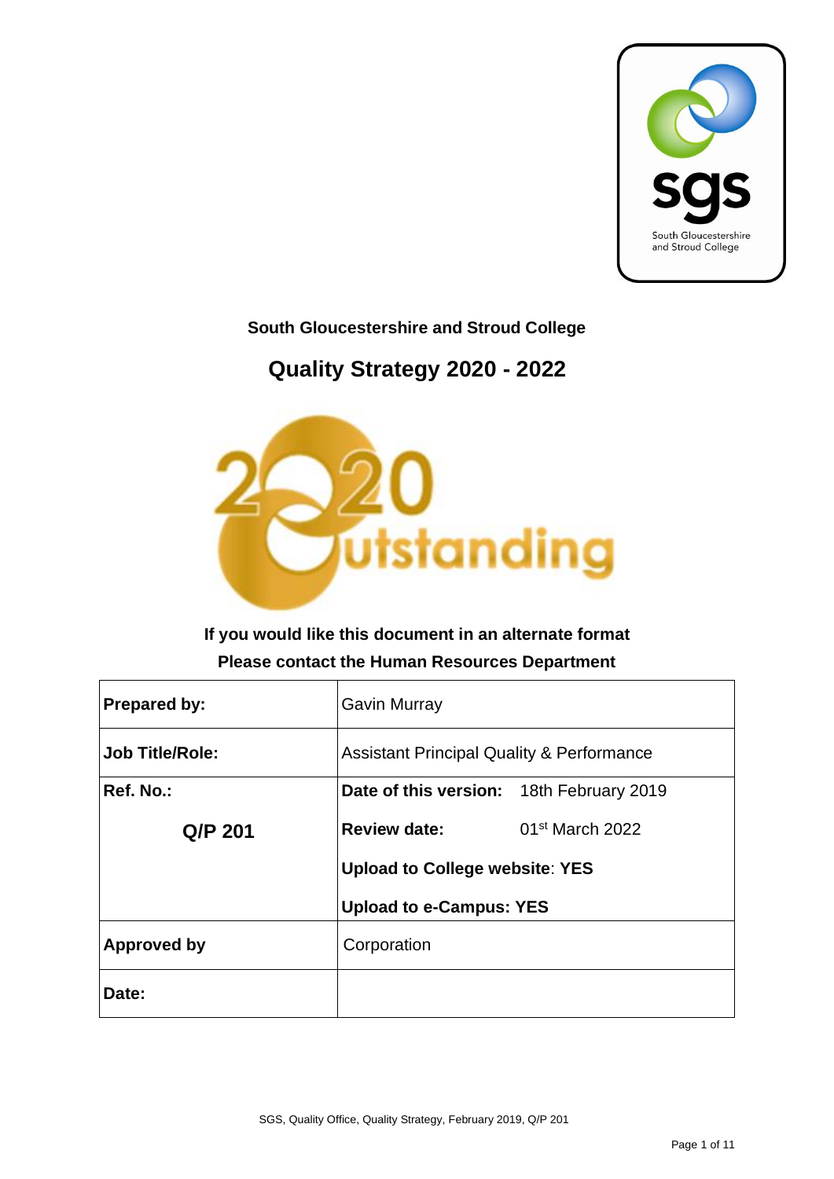**South Gloucestershire and Stroud College**

# Quality Strategy 2020 - 2022

**If you would like this document in an alternate format**
**Please contact the Human Resources Department**

| **Prepared by:** | Gavin Murray |
|---|---|
| **Job Title/Role:** | Assistant Principal Quality & Performance |
| **Ref. No.:** **Q/P 201** | **Date of this version:** 18th February 2019 **Review date:** 01st March 2022 **Upload to College website**: **YES** **Upload to e-Campus: YES** |
| **Approved by** | Corporation |
| **Date:** | |

SGS, Quality Office, Quality Strategy, February 2019, Q/P 201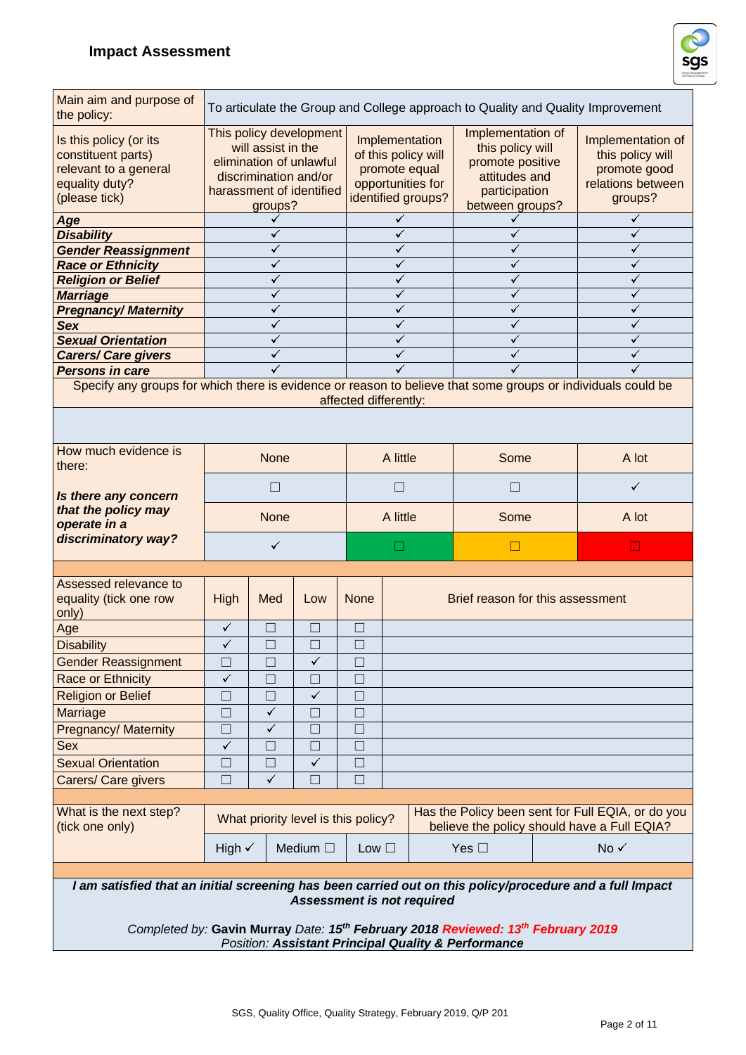## Impact Assessment

| Main aim and purpose of the policy: | To articulate the Group and College approach to Quality and Quality Improvement | | | |
|---|---|---|---|---|
| Is this policy (or its constituent parts) relevant to a general equality duty? (please tick) | This policy development will assist in the elimination of unlawful discrimination and/or harassment of identified groups? | Implementation of this policy will promote equal opportunities for identified groups? | Implementation of this policy will promote positive attitudes and participation between groups? | Implementation of this policy will promote good relations between groups? |
| ***Age*** | ✓ | ✓ | ✓ | ✓ |
| ***Disability*** | ✓ | ✓ | ✓ | ✓ |
| ***Gender Reassignment*** | ✓ | ✓ | ✓ | ✓ |
| ***Race or Ethnicity*** | ✓ | ✓ | ✓ | ✓ |
| ***Religion or Belief*** | ✓ | ✓ | ✓ | ✓ |
| ***Marriage*** | ✓ | ✓ | ✓ | ✓ |
| ***Pregnancy/ Maternity*** | ✓ | ✓ | ✓ | ✓ |
| ***Sex*** | ✓ | ✓ | ✓ | ✓ |
| ***Sexual Orientation*** | ✓ | ✓ | ✓ | ✓ |
| ***Carers/ Care givers*** | ✓ | ✓ | ✓ | ✓ |
| ***Persons in care*** | ✓ | ✓ | ✓ | ✓ |

Specify any groups for which there is evidence or reason to believe that some groups or individuals could be affected differently:

| How much evidence is there: | None | A little | Some | A lot |
|---|---|---|---|---|
| | ☐ | ☐ | ☐ | ✓ |
| ***Is there any concern that the policy may operate in a discriminatory way?*** | None | A little | Some | A lot |
| | ✓ | ☐ | ☐ | ☐ |

| Assessed relevance to equality (tick one row only) | High | Med | Low | None | Brief reason for this assessment |
|---|---|---|---|---|---|
| Age | ✓ | ☐ | ☐ | ☐ | |
| Disability | ✓ | ☐ | ☐ | ☐ | |
| Gender Reassignment | ☐ | ☐ | ✓ | ☐ | |
| Race or Ethnicity | ✓ | ☐ | ☐ | ☐ | |
| Religion or Belief | ☐ | ☐ | ✓ | ☐ | |
| Marriage | ☐ | ✓ | ☐ | ☐ | |
| Pregnancy/ Maternity | ☐ | ✓ | ☐ | ☐ | |
| Sex | ✓ | ☐ | ☐ | ☐ | |
| Sexual Orientation | ☐ | ☐ | ✓ | ☐ | |
| Carers/ Care givers | ☐ | ✓ | ☐ | ☐ | |

| What is the next step? (tick one only) | What priority level is this policy? | | | Has the Policy been sent for Full EQIA, or do you believe the policy should have a Full EQIA? | |
|---|---|---|---|---|---|
| | High ✓ | Medium ☐ | Low ☐ | Yes ☐ | No ✓ |

***I am satisfied that an initial screening has been carried out on this policy/procedure and a full Impact Assessment is not required***

*Completed by:* **Gavin Murray** *Date:* ***15th February 2018*** ***Reviewed: 13th February 2019***
*Position:* ***Assistant Principal Quality & Performance***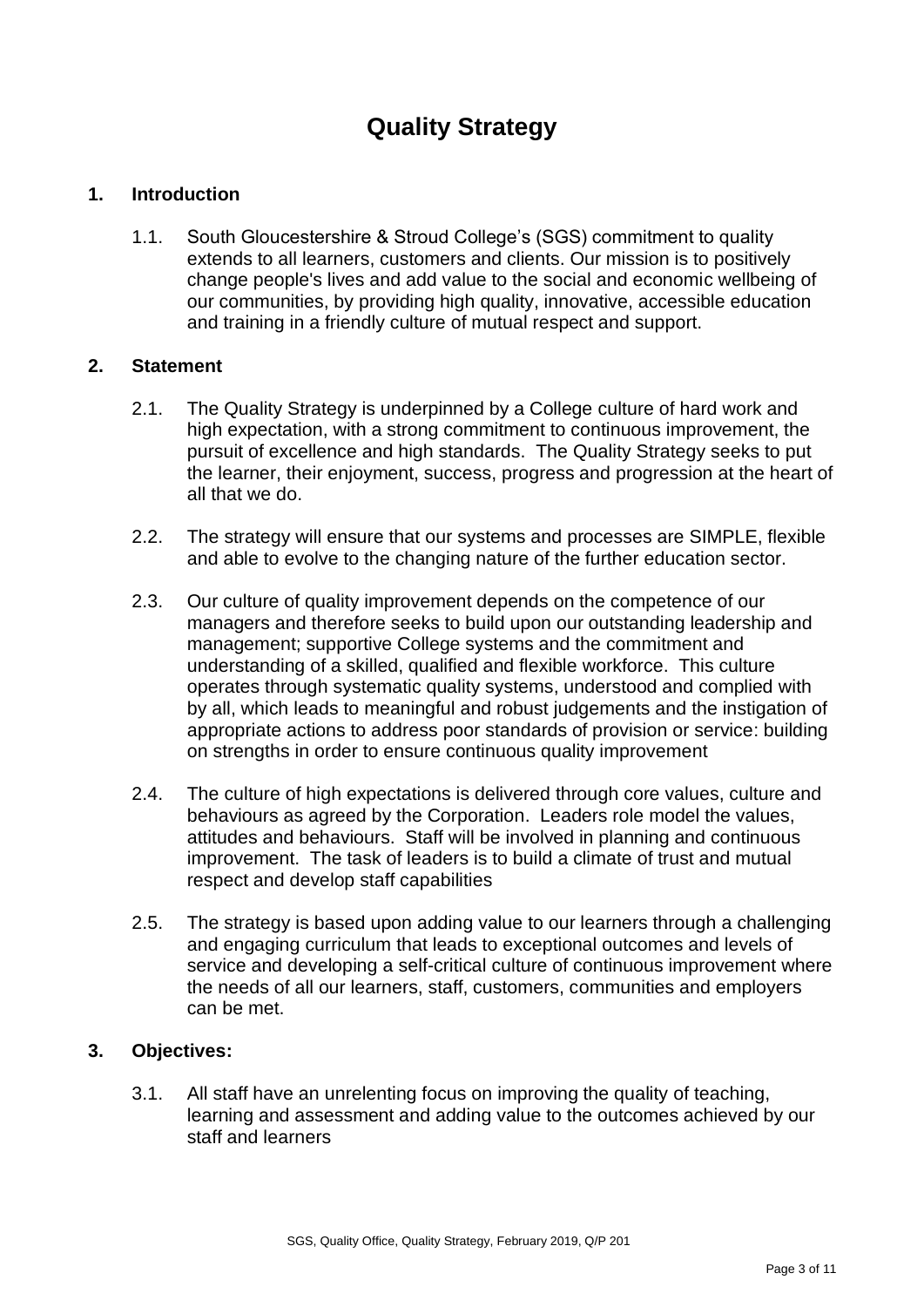# Quality Strategy

## 1. Introduction

1.1. South Gloucestershire & Stroud College's (SGS) commitment to quality extends to all learners, customers and clients. Our mission is to positively change people's lives and add value to the social and economic wellbeing of our communities, by providing high quality, innovative, accessible education and training in a friendly culture of mutual respect and support.

## 2. Statement

2.1. The Quality Strategy is underpinned by a College culture of hard work and high expectation, with a strong commitment to continuous improvement, the pursuit of excellence and high standards. The Quality Strategy seeks to put the learner, their enjoyment, success, progress and progression at the heart of all that we do.

2.2. The strategy will ensure that our systems and processes are SIMPLE, flexible and able to evolve to the changing nature of the further education sector.

2.3. Our culture of quality improvement depends on the competence of our managers and therefore seeks to build upon our outstanding leadership and management; supportive College systems and the commitment and understanding of a skilled, qualified and flexible workforce. This culture operates through systematic quality systems, understood and complied with by all, which leads to meaningful and robust judgements and the instigation of appropriate actions to address poor standards of provision or service: building on strengths in order to ensure continuous quality improvement

2.4. The culture of high expectations is delivered through core values, culture and behaviours as agreed by the Corporation. Leaders role model the values, attitudes and behaviours. Staff will be involved in planning and continuous improvement. The task of leaders is to build a climate of trust and mutual respect and develop staff capabilities

2.5. The strategy is based upon adding value to our learners through a challenging and engaging curriculum that leads to exceptional outcomes and levels of service and developing a self-critical culture of continuous improvement where the needs of all our learners, staff, customers, communities and employers can be met.

## 3. Objectives:

3.1. All staff have an unrelenting focus on improving the quality of teaching, learning and assessment and adding value to the outcomes achieved by our staff and learners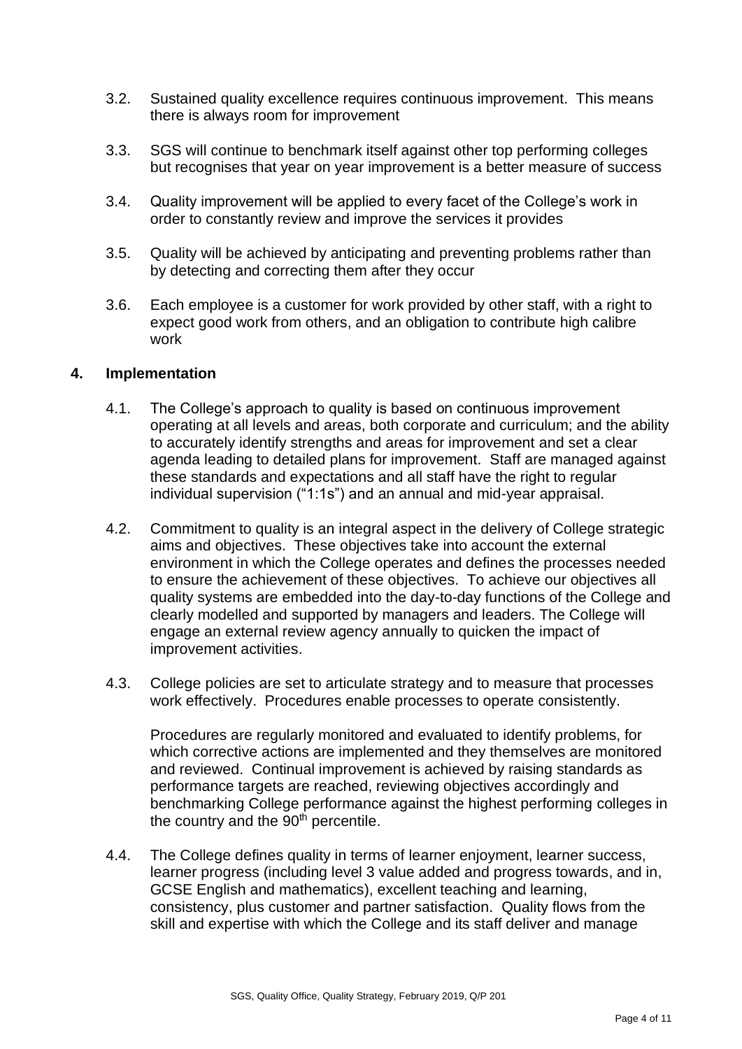3.2. Sustained quality excellence requires continuous improvement. This means there is always room for improvement

3.3. SGS will continue to benchmark itself against other top performing colleges but recognises that year on year improvement is a better measure of success

3.4. Quality improvement will be applied to every facet of the College's work in order to constantly review and improve the services it provides

3.5. Quality will be achieved by anticipating and preventing problems rather than by detecting and correcting them after they occur

3.6. Each employee is a customer for work provided by other staff, with a right to expect good work from others, and an obligation to contribute high calibre work

## 4. Implementation

4.1. The College's approach to quality is based on continuous improvement operating at all levels and areas, both corporate and curriculum; and the ability to accurately identify strengths and areas for improvement and set a clear agenda leading to detailed plans for improvement. Staff are managed against these standards and expectations and all staff have the right to regular individual supervision ("1:1s") and an annual and mid-year appraisal.

4.2. Commitment to quality is an integral aspect in the delivery of College strategic aims and objectives. These objectives take into account the external environment in which the College operates and defines the processes needed to ensure the achievement of these objectives. To achieve our objectives all quality systems are embedded into the day-to-day functions of the College and clearly modelled and supported by managers and leaders. The College will engage an external review agency annually to quicken the impact of improvement activities.

4.3. College policies are set to articulate strategy and to measure that processes work effectively. Procedures enable processes to operate consistently.

Procedures are regularly monitored and evaluated to identify problems, for which corrective actions are implemented and they themselves are monitored and reviewed. Continual improvement is achieved by raising standards as performance targets are reached, reviewing objectives accordingly and benchmarking College performance against the highest performing colleges in the country and the 90th percentile.

4.4. The College defines quality in terms of learner enjoyment, learner success, learner progress (including level 3 value added and progress towards, and in, GCSE English and mathematics), excellent teaching and learning, consistency, plus customer and partner satisfaction. Quality flows from the skill and expertise with which the College and its staff deliver and manage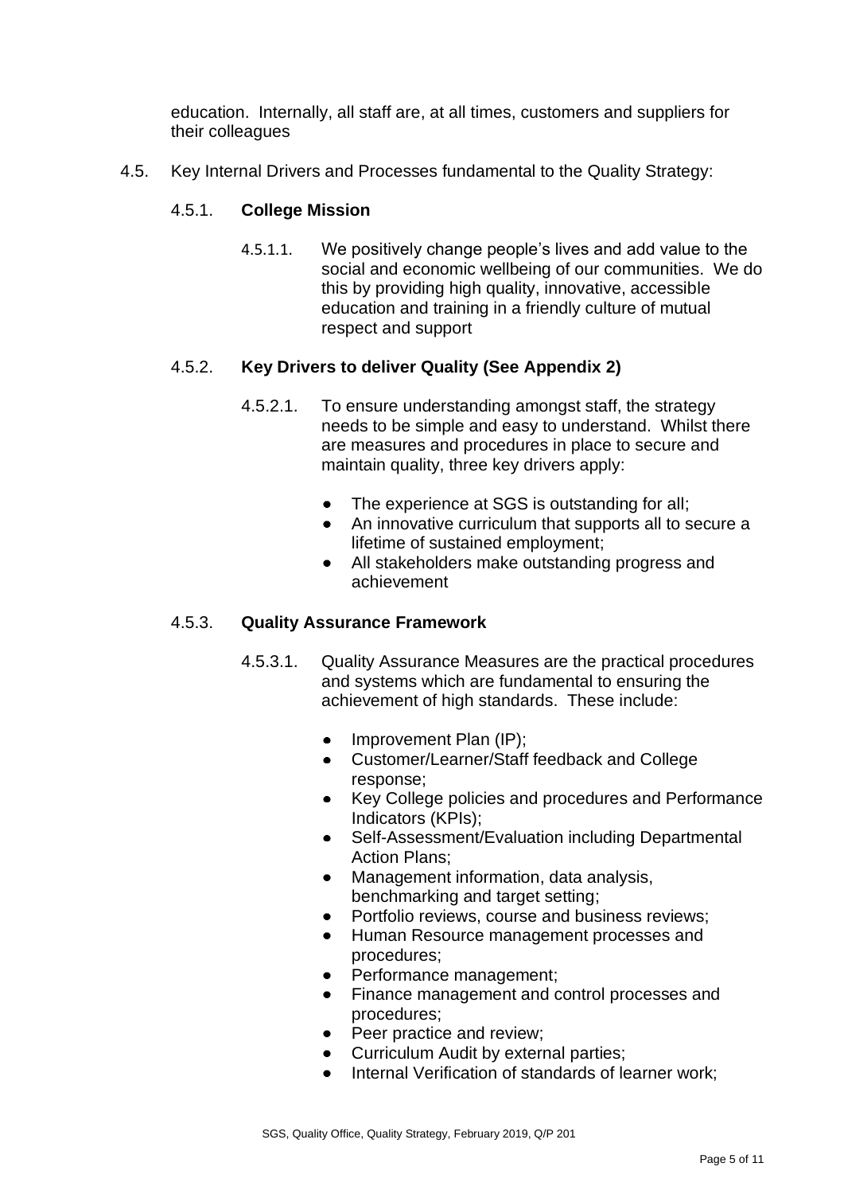education. Internally, all staff are, at all times, customers and suppliers for their colleagues

4.5. Key Internal Drivers and Processes fundamental to the Quality Strategy:

4.5.1. **College Mission**

4.5.1.1. We positively change people's lives and add value to the social and economic wellbeing of our communities. We do this by providing high quality, innovative, accessible education and training in a friendly culture of mutual respect and support

4.5.2. **Key Drivers to deliver Quality (See Appendix 2)**

4.5.2.1. To ensure understanding amongst staff, the strategy needs to be simple and easy to understand. Whilst there are measures and procedures in place to secure and maintain quality, three key drivers apply:

- The experience at SGS is outstanding for all;
- An innovative curriculum that supports all to secure a lifetime of sustained employment;
- All stakeholders make outstanding progress and achievement

4.5.3. **Quality Assurance Framework**

4.5.3.1. Quality Assurance Measures are the practical procedures and systems which are fundamental to ensuring the achievement of high standards. These include:

- Improvement Plan (IP);
- Customer/Learner/Staff feedback and College response;
- Key College policies and procedures and Performance Indicators (KPIs);
- Self-Assessment/Evaluation including Departmental Action Plans;
- Management information, data analysis, benchmarking and target setting;
- Portfolio reviews, course and business reviews;
- Human Resource management processes and procedures;
- Performance management;
- Finance management and control processes and procedures;
- Peer practice and review;
- Curriculum Audit by external parties;
- Internal Verification of standards of learner work;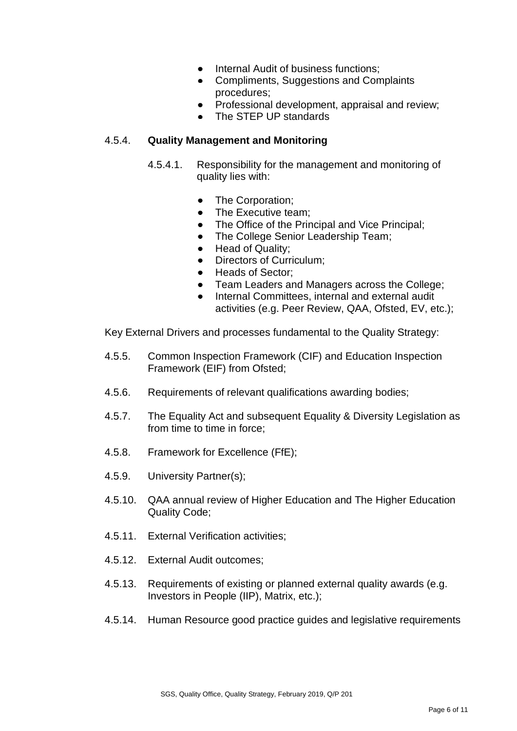- Internal Audit of business functions;
- Compliments, Suggestions and Complaints procedures;
- Professional development, appraisal and review;
- The STEP UP standards

4.5.4. **Quality Management and Monitoring**

4.5.4.1. Responsibility for the management and monitoring of quality lies with:

- The Corporation;
- The Executive team;
- The Office of the Principal and Vice Principal;
- The College Senior Leadership Team;
- Head of Quality;
- Directors of Curriculum;
- Heads of Sector;
- Team Leaders and Managers across the College;
- Internal Committees, internal and external audit activities (e.g. Peer Review, QAA, Ofsted, EV, etc.);

Key External Drivers and processes fundamental to the Quality Strategy:

4.5.5. Common Inspection Framework (CIF) and Education Inspection Framework (EIF) from Ofsted;

4.5.6. Requirements of relevant qualifications awarding bodies;

4.5.7. The Equality Act and subsequent Equality & Diversity Legislation as from time to time in force;

4.5.8. Framework for Excellence (FfE);

4.5.9. University Partner(s);

4.5.10. QAA annual review of Higher Education and The Higher Education Quality Code;

4.5.11. External Verification activities;

4.5.12. External Audit outcomes;

4.5.13. Requirements of existing or planned external quality awards (e.g. Investors in People (IIP), Matrix, etc.);

4.5.14. Human Resource good practice guides and legislative requirements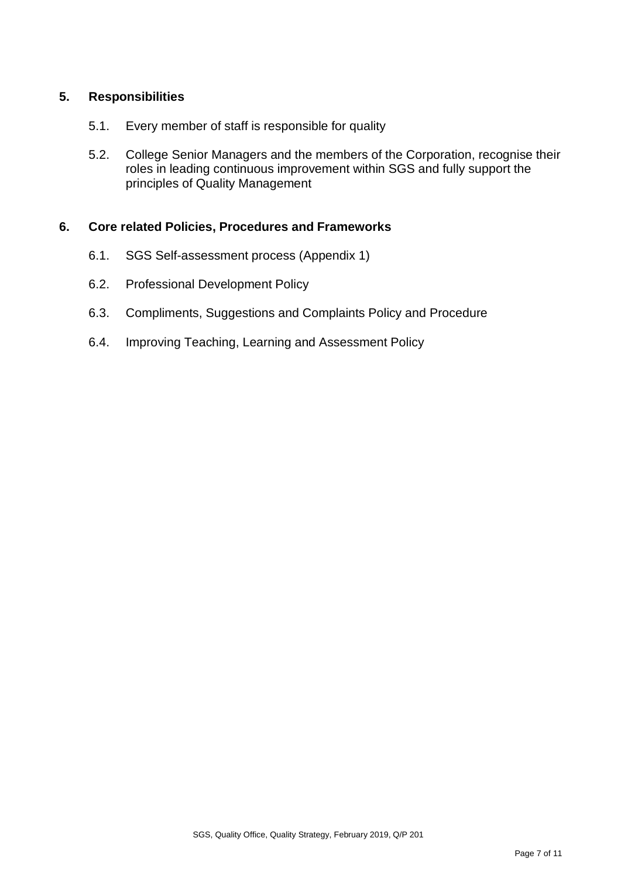## 5. Responsibilities

5.1. Every member of staff is responsible for quality

5.2. College Senior Managers and the members of the Corporation, recognise their roles in leading continuous improvement within SGS and fully support the principles of Quality Management

## 6. Core related Policies, Procedures and Frameworks

6.1. SGS Self-assessment process (Appendix 1)

6.2. Professional Development Policy

6.3. Compliments, Suggestions and Complaints Policy and Procedure

6.4. Improving Teaching, Learning and Assessment Policy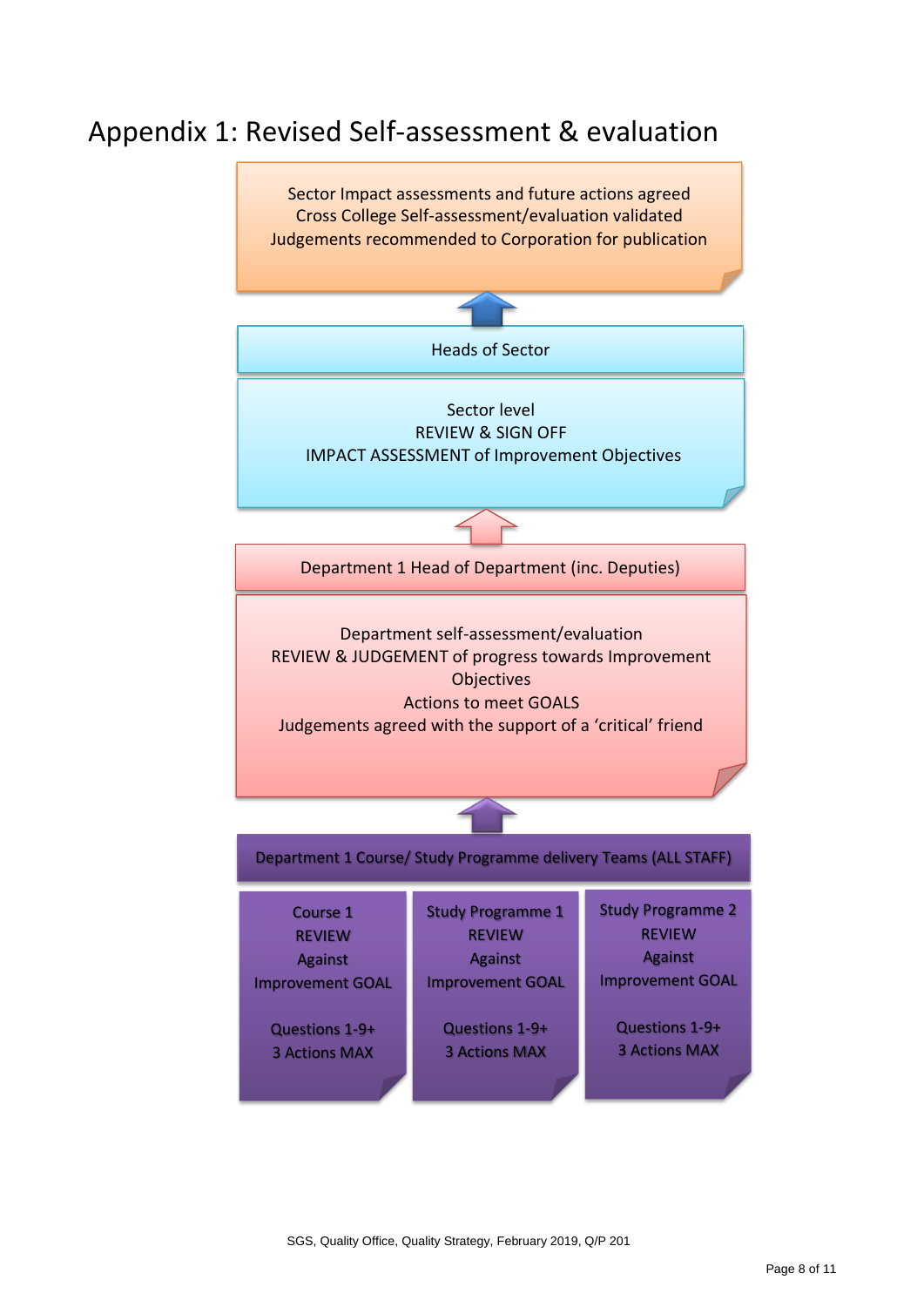# Appendix 1: Revised Self-assessment & evaluation

Sector Impact assessments and future actions agreed
Cross College Self-assessment/evaluation validated
Judgements recommended to Corporation for publication

↑

**Heads of Sector**

Sector level
REVIEW & SIGN OFF
IMPACT ASSESSMENT of Improvement Objectives

↑

**Department 1 Head of Department (inc. Deputies)**

Department self-assessment/evaluation
REVIEW & JUDGEMENT of progress towards Improvement Objectives
Actions to meet GOALS
Judgements agreed with the support of a 'critical' friend

↑

**Department 1 Course/ Study Programme delivery Teams (ALL STAFF)**

| Course 1 | Study Programme 1 | Study Programme 2 |
| --- | --- | --- |
| REVIEW Against Improvement GOAL | REVIEW Against Improvement GOAL | REVIEW Against Improvement GOAL |
| Questions 1-9+ | Questions 1-9+ | Questions 1-9+ |
| 3 Actions MAX | 3 Actions MAX | 3 Actions MAX |

SGS, Quality Office, Quality Strategy, February 2019, Q/P 201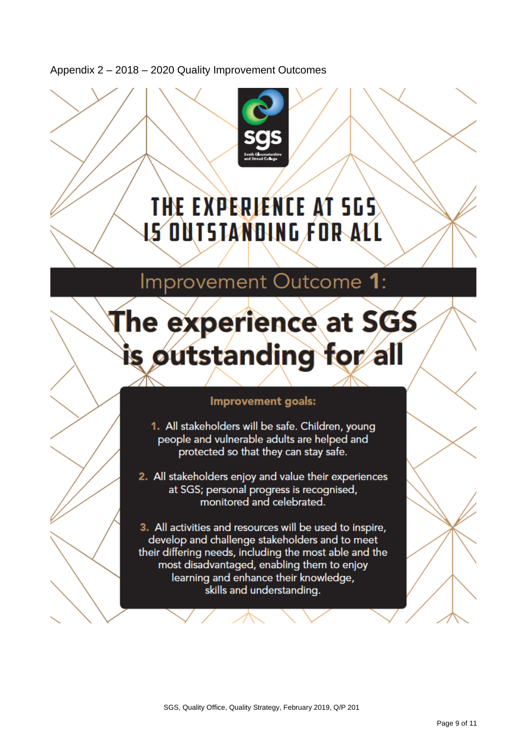Appendix 2 – 2018 – 2020 Quality Improvement Outcomes

sgs

South Gloucestershire and Stroud College

# THE EXPERIENCE AT SGS IS OUTSTANDING FOR ALL

## Improvement Outcome 1:

# The experience at SGS is outstanding for all

### Improvement goals:

1. All stakeholders will be safe. Children, young people and vulnerable adults are helped and protected so that they can stay safe.

2. All stakeholders enjoy and value their experiences at SGS; personal progress is recognised, monitored and celebrated.

3. All activities and resources will be used to inspire, develop and challenge stakeholders and to meet their differing needs, including the most able and the most disadvantaged, enabling them to enjoy learning and enhance their knowledge, skills and understanding.

SGS, Quality Office, Quality Strategy, February 2019, Q/P 201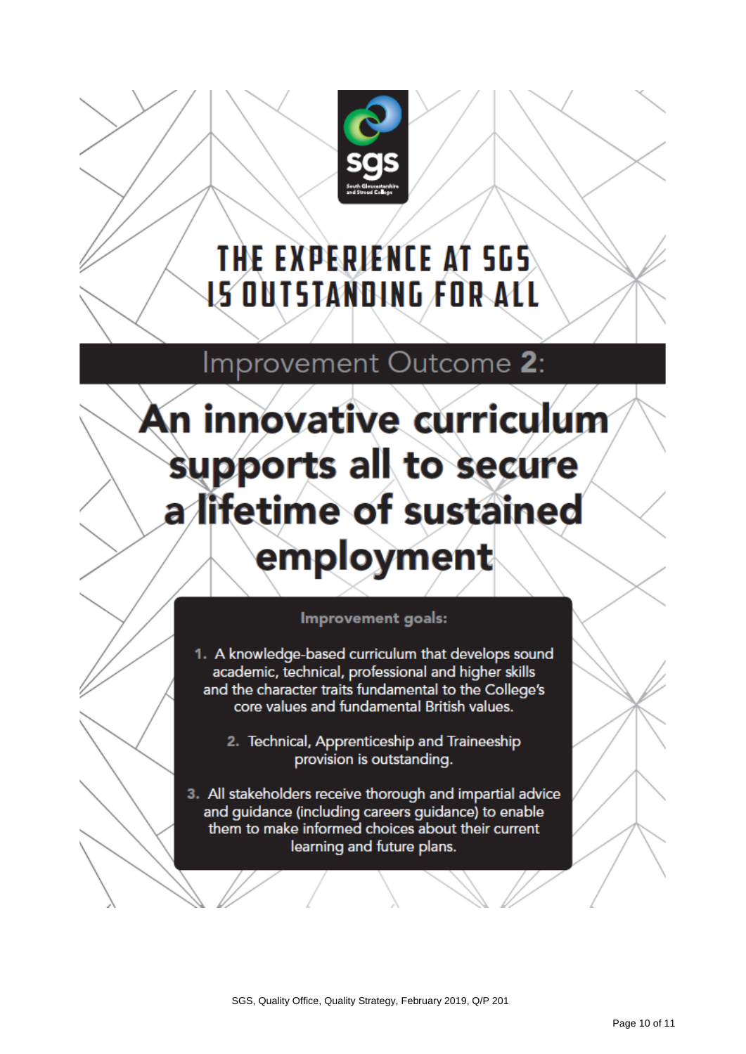# THE EXPERIENCE AT SGS IS OUTSTANDING FOR ALL

## Improvement Outcome **2**:

# An innovative curriculum supports all to secure a lifetime of sustained employment

**Improvement goals:**

1. A knowledge-based curriculum that develops sound academic, technical, professional and higher skills and the character traits fundamental to the College's core values and fundamental British values.
2. Technical, Apprenticeship and Traineeship provision is outstanding.
3. All stakeholders receive thorough and impartial advice and guidance (including careers guidance) to enable them to make informed choices about their current learning and future plans.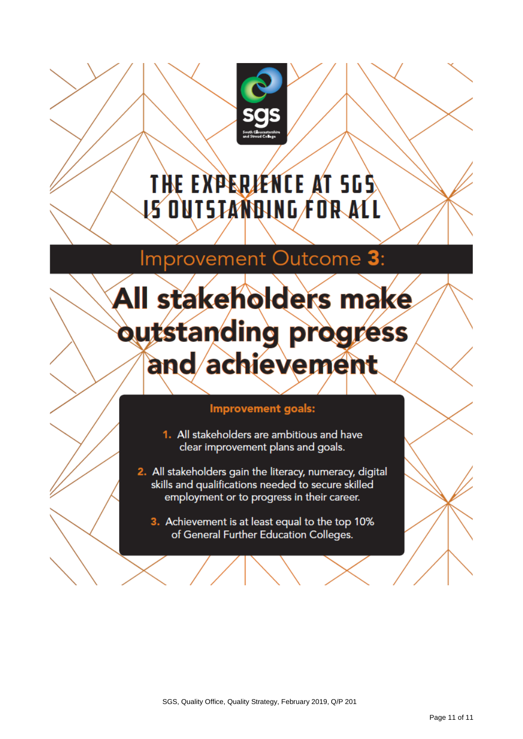# THE EXPERIENCE AT SGS IS OUTSTANDING FOR ALL

## Improvement Outcome 3:

# All stakeholders make outstanding progress and achievement

**Improvement goals:**

1. All stakeholders are ambitious and have clear improvement plans and goals.
2. All stakeholders gain the literacy, numeracy, digital skills and qualifications needed to secure skilled employment or to progress in their career.
3. Achievement is at least equal to the top 10% of General Further Education Colleges.

SGS, Quality Office, Quality Strategy, February 2019, Q/P 201